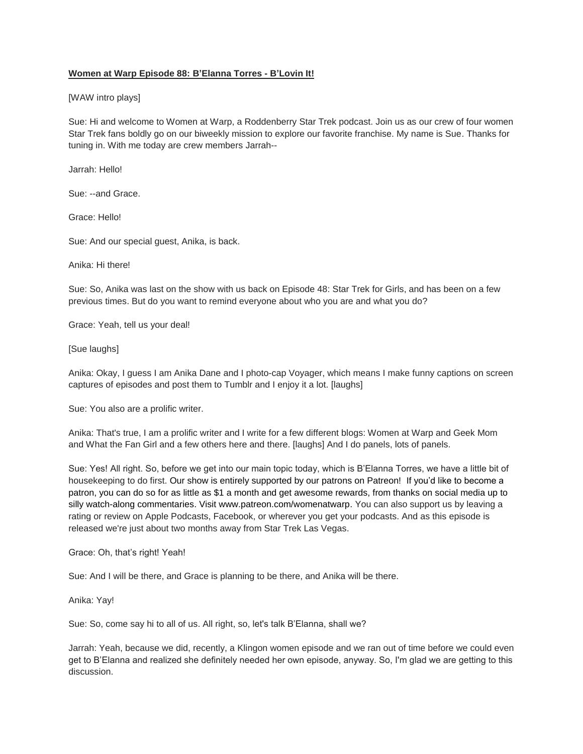**Women at Warp Episode 88: B'Elanna Torres - B'Lovin It!**

[WAW intro plays]

Sue: Hi and welcome to Women at Warp, a Roddenberry Star Trek podcast. Join us as our crew of four women Star Trek fans boldly go on our biweekly mission to explore our favorite franchise. My name is Sue. Thanks for tuning in. With me today are crew members Jarrah--

Jarrah: Hello!

Sue: --and Grace.

Grace: Hello!

Sue: And our special guest, Anika, is back.

Anika: Hi there!

Sue: So, Anika was last on the show with us back on Episode 48: Star Trek for Girls, and has been on a few previous times. But do you want to remind everyone about who you are and what you do?

Grace: Yeah, tell us your deal!

[Sue laughs]

Anika: Okay, I guess I am Anika Dane and I photo-cap Voyager, which means I make funny captions on screen captures of episodes and post them to Tumblr and I enjoy it a lot. [laughs]

Sue: You also are a prolific writer.

Anika: That's true, I am a prolific writer and I write for a few different blogs: Women at Warp and Geek Mom and What the Fan Girl and a few others here and there. [laughs] And I do panels, lots of panels.

Sue: Yes! All right. So, before we get into our main topic today, which is B'Elanna Torres, we have a little bit of housekeeping to do first. Our show is entirely supported by our patrons on Patreon! If you'd like to become a patron, you can do so for as little as $1 a month and get awesome rewards, from thanks on social media up to silly watch-along commentaries. Visit www.patreon.com/womenatwarp. You can also support us by leaving a rating or review on Apple Podcasts, Facebook, or wherever you get your podcasts. And as this episode is released we're just about two months away from Star Trek Las Vegas.

Grace: Oh, that's right! Yeah!

Sue: And I will be there, and Grace is planning to be there, and Anika will be there.

Anika: Yay!

Sue: So, come say hi to all of us. All right, so, let's talk B'Elanna, shall we?

Jarrah: Yeah, because we did, recently, a Klingon women episode and we ran out of time before we could even get to B'Elanna and realized she definitely needed her own episode, anyway. So, I'm glad we are getting to this discussion.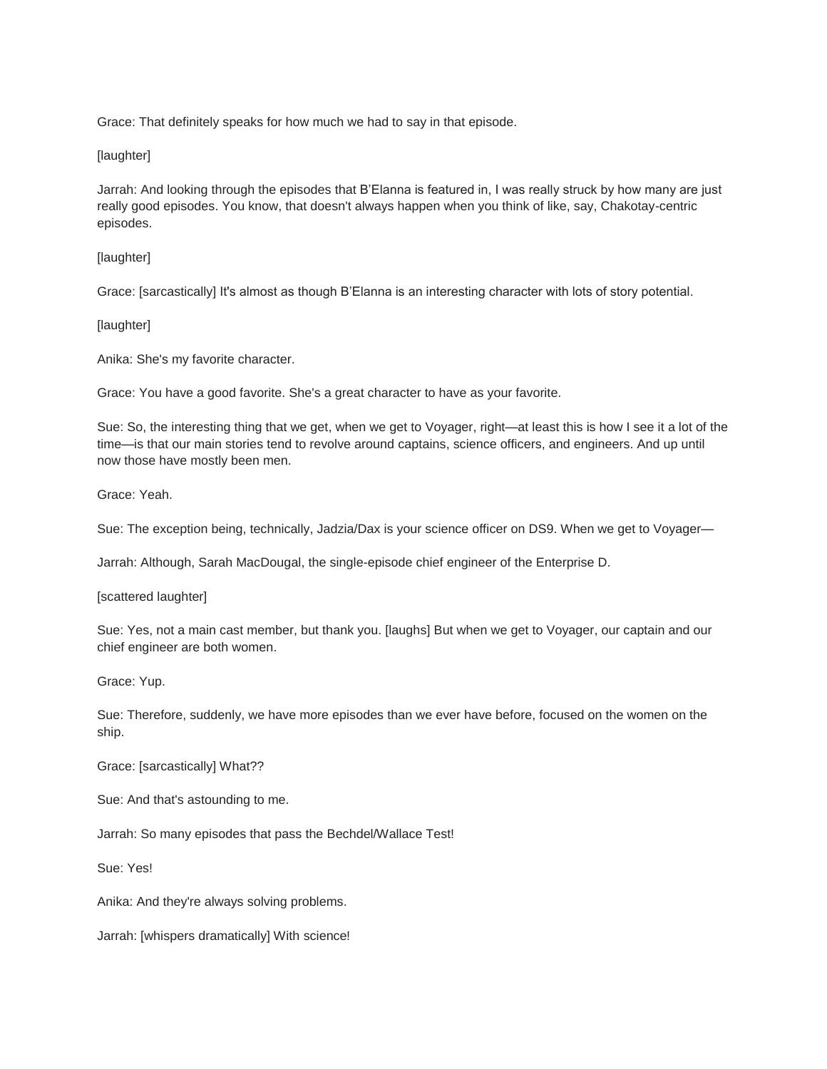Grace: That definitely speaks for how much we had to say in that episode.

[laughter]

Jarrah: And looking through the episodes that B'Elanna is featured in, I was really struck by how many are just really good episodes. You know, that doesn't always happen when you think of like, say, Chakotay-centric episodes.

[laughter]

Grace: [sarcastically] It's almost as though B'Elanna is an interesting character with lots of story potential.

[laughter]

Anika: She's my favorite character.

Grace: You have a good favorite. She's a great character to have as your favorite.

Sue: So, the interesting thing that we get, when we get to Voyager, right—at least this is how I see it a lot of the time—is that our main stories tend to revolve around captains, science officers, and engineers. And up until now those have mostly been men.

Grace: Yeah.

Sue: The exception being, technically, Jadzia/Dax is your science officer on DS9. When we get to Voyager—

Jarrah: Although, Sarah MacDougal, the single-episode chief engineer of the Enterprise D.

[scattered laughter]

Sue: Yes, not a main cast member, but thank you. [laughs] But when we get to Voyager, our captain and our chief engineer are both women.

Grace: Yup.

Sue: Therefore, suddenly, we have more episodes than we ever have before, focused on the women on the ship.

Grace: [sarcastically] What??

Sue: And that's astounding to me.

Jarrah: So many episodes that pass the Bechdel/Wallace Test!

Sue: Yes!

Anika: And they're always solving problems.

Jarrah: [whispers dramatically] With science!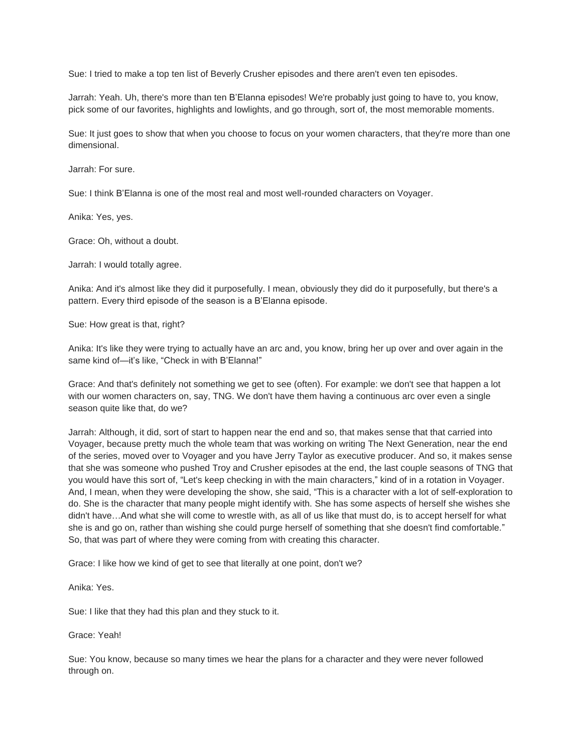Sue: I tried to make a top ten list of Beverly Crusher episodes and there aren't even ten episodes.

Jarrah: Yeah. Uh, there's more than ten B'Elanna episodes! We're probably just going to have to, you know, pick some of our favorites, highlights and lowlights, and go through, sort of, the most memorable moments.

Sue: It just goes to show that when you choose to focus on your women characters, that they're more than one dimensional.

Jarrah: For sure.

Sue: I think B'Elanna is one of the most real and most well-rounded characters on Voyager.

Anika: Yes, yes.

Grace: Oh, without a doubt.

Jarrah: I would totally agree.

Anika: And it's almost like they did it purposefully. I mean, obviously they did do it purposefully, but there's a pattern. Every third episode of the season is a B'Elanna episode.

Sue: How great is that, right?

Anika: It's like they were trying to actually have an arc and, you know, bring her up over and over again in the same kind of—it's like, "Check in with B'Elanna!"

Grace: And that's definitely not something we get to see (often). For example: we don't see that happen a lot with our women characters on, say, TNG. We don't have them having a continuous arc over even a single season quite like that, do we?

Jarrah: Although, it did, sort of start to happen near the end and so, that makes sense that that carried into Voyager, because pretty much the whole team that was working on writing The Next Generation, near the end of the series, moved over to Voyager and you have Jerry Taylor as executive producer. And so, it makes sense that she was someone who pushed Troy and Crusher episodes at the end, the last couple seasons of TNG that you would have this sort of, "Let's keep checking in with the main characters," kind of in a rotation in Voyager. And, I mean, when they were developing the show, she said, "This is a character with a lot of self-exploration to do. She is the character that many people might identify with. She has some aspects of herself she wishes she didn't have…And what she will come to wrestle with, as all of us like that must do, is to accept herself for what she is and go on, rather than wishing she could purge herself of something that she doesn't find comfortable." So, that was part of where they were coming from with creating this character.

Grace: I like how we kind of get to see that literally at one point, don't we?

Anika: Yes.

Sue: I like that they had this plan and they stuck to it.

Grace: Yeah!

Sue: You know, because so many times we hear the plans for a character and they were never followed through on.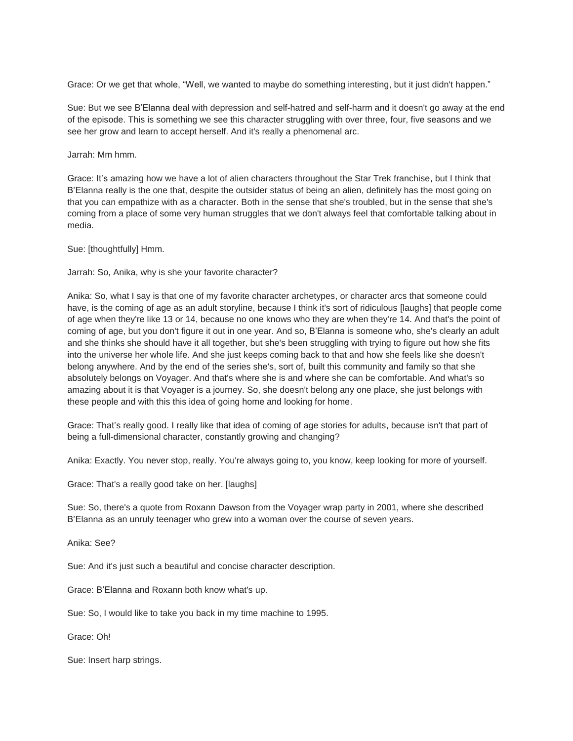Grace: Or we get that whole, "Well, we wanted to maybe do something interesting, but it just didn't happen."

Sue: But we see B'Elanna deal with depression and self-hatred and self-harm and it doesn't go away at the end of the episode. This is something we see this character struggling with over three, four, five seasons and we see her grow and learn to accept herself. And it's really a phenomenal arc.

Jarrah: Mm hmm.

Grace: It's amazing how we have a lot of alien characters throughout the Star Trek franchise, but I think that B'Elanna really is the one that, despite the outsider status of being an alien, definitely has the most going on that you can empathize with as a character. Both in the sense that she's troubled, but in the sense that she's coming from a place of some very human struggles that we don't always feel that comfortable talking about in media.

Sue: [thoughtfully] Hmm.

Jarrah: So, Anika, why is she your favorite character?

Anika: So, what I say is that one of my favorite character archetypes, or character arcs that someone could have, is the coming of age as an adult storyline, because I think it's sort of ridiculous [laughs] that people come of age when they're like 13 or 14, because no one knows who they are when they're 14. And that's the point of coming of age, but you don't figure it out in one year. And so, B'Elanna is someone who, she's clearly an adult and she thinks she should have it all together, but she's been struggling with trying to figure out how she fits into the universe her whole life. And she just keeps coming back to that and how she feels like she doesn't belong anywhere. And by the end of the series she's, sort of, built this community and family so that she absolutely belongs on Voyager. And that's where she is and where she can be comfortable. And what's so amazing about it is that Voyager is a journey. So, she doesn't belong any one place, she just belongs with these people and with this this idea of going home and looking for home.

Grace: That's really good. I really like that idea of coming of age stories for adults, because isn't that part of being a full-dimensional character, constantly growing and changing?

Anika: Exactly. You never stop, really. You're always going to, you know, keep looking for more of yourself.

Grace: That's a really good take on her. [laughs]

Sue: So, there's a quote from Roxann Dawson from the Voyager wrap party in 2001, where she described B'Elanna as an unruly teenager who grew into a woman over the course of seven years.

Anika: See?

Sue: And it's just such a beautiful and concise character description.

Grace: B'Elanna and Roxann both know what's up.

Sue: So, I would like to take you back in my time machine to 1995.

Grace: Oh!

Sue: Insert harp strings.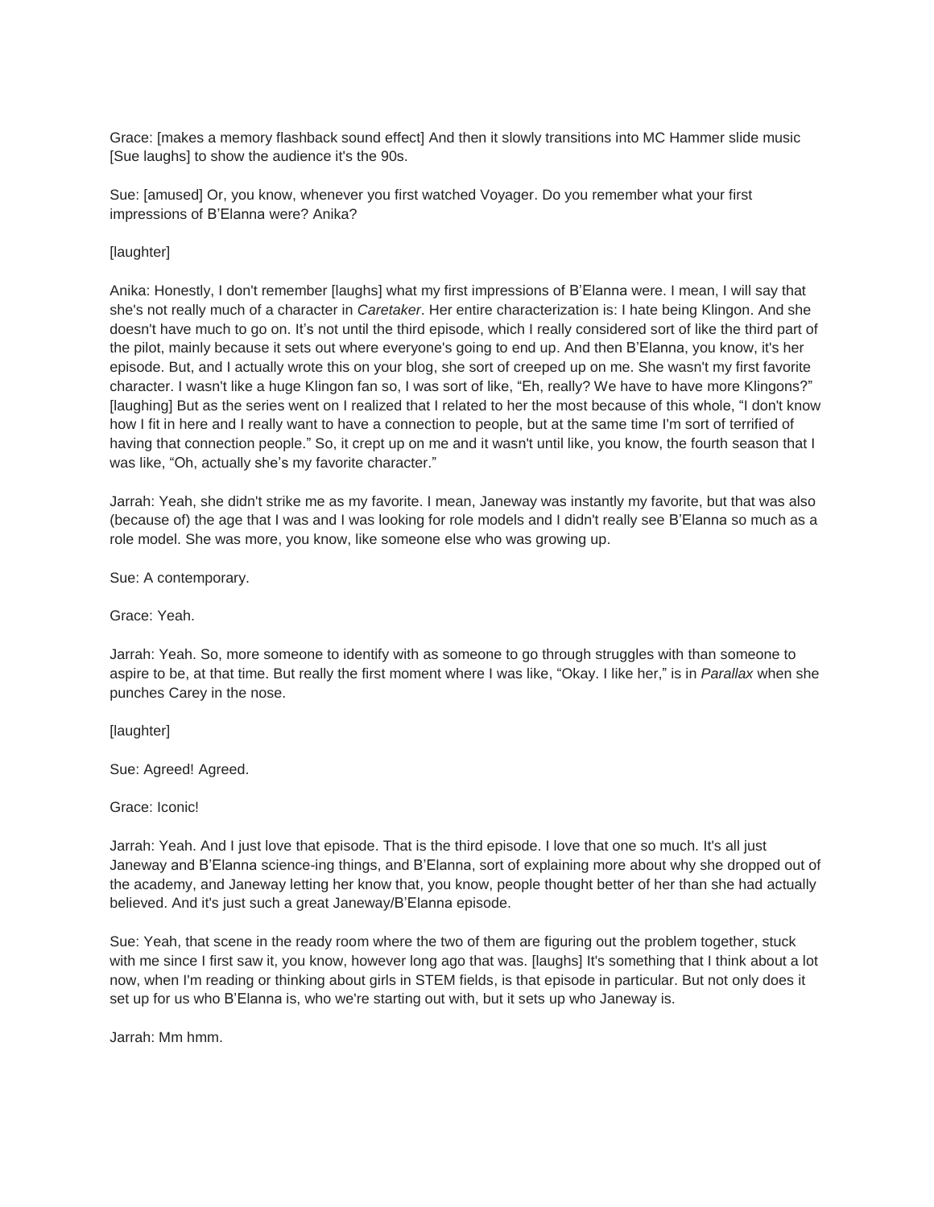Grace: [makes a memory flashback sound effect] And then it slowly transitions into MC Hammer slide music [Sue laughs] to show the audience it's the 90s.

Sue: [amused] Or, you know, whenever you first watched Voyager. Do you remember what your first impressions of B'Elanna were? Anika?

[laughter]

Anika: Honestly, I don't remember [laughs] what my first impressions of B'Elanna were. I mean, I will say that she's not really much of a character in *Caretaker*. Her entire characterization is: I hate being Klingon. And she doesn't have much to go on. It's not until the third episode, which I really considered sort of like the third part of the pilot, mainly because it sets out where everyone's going to end up. And then B'Elanna, you know, it's her episode. But, and I actually wrote this on your blog, she sort of creeped up on me. She wasn't my first favorite character. I wasn't like a huge Klingon fan so, I was sort of like, "Eh, really? We have to have more Klingons?" [laughing] But as the series went on I realized that I related to her the most because of this whole, "I don't know how I fit in here and I really want to have a connection to people, but at the same time I'm sort of terrified of having that connection people." So, it crept up on me and it wasn't until like, you know, the fourth season that I was like, "Oh, actually she's my favorite character."

Jarrah: Yeah, she didn't strike me as my favorite. I mean, Janeway was instantly my favorite, but that was also (because of) the age that I was and I was looking for role models and I didn't really see B'Elanna so much as a role model. She was more, you know, like someone else who was growing up.

Sue: A contemporary.

Grace: Yeah.

Jarrah: Yeah. So, more someone to identify with as someone to go through struggles with than someone to aspire to be, at that time. But really the first moment where I was like, "Okay. I like her," is in *Parallax* when she punches Carey in the nose.

[laughter]

Sue: Agreed! Agreed.

Grace: Iconic!

Jarrah: Yeah. And I just love that episode. That is the third episode. I love that one so much. It's all just Janeway and B'Elanna science-ing things, and B'Elanna, sort of explaining more about why she dropped out of the academy, and Janeway letting her know that, you know, people thought better of her than she had actually believed. And it's just such a great Janeway/B'Elanna episode.

Sue: Yeah, that scene in the ready room where the two of them are figuring out the problem together, stuck with me since I first saw it, you know, however long ago that was. [laughs] It's something that I think about a lot now, when I'm reading or thinking about girls in STEM fields, is that episode in particular. But not only does it set up for us who B'Elanna is, who we're starting out with, but it sets up who Janeway is.

Jarrah: Mm hmm.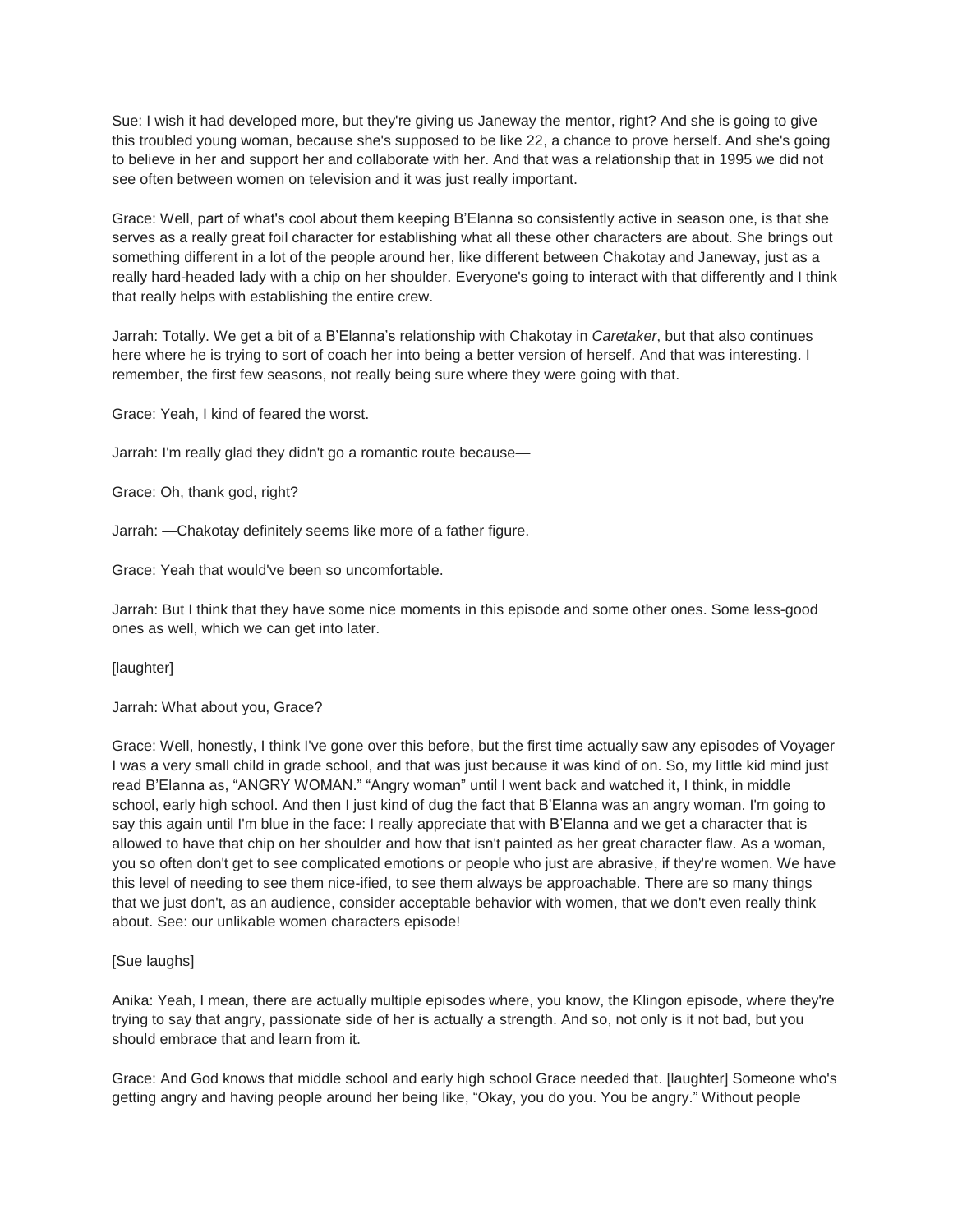Sue: I wish it had developed more, but they're giving us Janeway the mentor, right? And she is going to give this troubled young woman, because she's supposed to be like 22, a chance to prove herself. And she's going to believe in her and support her and collaborate with her. And that was a relationship that in 1995 we did not see often between women on television and it was just really important.

Grace: Well, part of what's cool about them keeping B'Elanna so consistently active in season one, is that she serves as a really great foil character for establishing what all these other characters are about. She brings out something different in a lot of the people around her, like different between Chakotay and Janeway, just as a really hard-headed lady with a chip on her shoulder. Everyone's going to interact with that differently and I think that really helps with establishing the entire crew.

Jarrah: Totally. We get a bit of a B'Elanna's relationship with Chakotay in *Caretaker*, but that also continues here where he is trying to sort of coach her into being a better version of herself. And that was interesting. I remember, the first few seasons, not really being sure where they were going with that.

Grace: Yeah, I kind of feared the worst.

Jarrah: I'm really glad they didn't go a romantic route because—

Grace: Oh, thank god, right?

Jarrah: —Chakotay definitely seems like more of a father figure.

Grace: Yeah that would've been so uncomfortable.

Jarrah: But I think that they have some nice moments in this episode and some other ones. Some less-good ones as well, which we can get into later.

[laughter]

Jarrah: What about you, Grace?

Grace: Well, honestly, I think I've gone over this before, but the first time actually saw any episodes of Voyager I was a very small child in grade school, and that was just because it was kind of on. So, my little kid mind just read B'Elanna as, "ANGRY WOMAN." "Angry woman" until I went back and watched it, I think, in middle school, early high school. And then I just kind of dug the fact that B'Elanna was an angry woman. I'm going to say this again until I'm blue in the face: I really appreciate that with B'Elanna and we get a character that is allowed to have that chip on her shoulder and how that isn't painted as her great character flaw. As a woman, you so often don't get to see complicated emotions or people who just are abrasive, if they're women. We have this level of needing to see them nice-ified, to see them always be approachable. There are so many things that we just don't, as an audience, consider acceptable behavior with women, that we don't even really think about. See: our unlikable women characters episode!

[Sue laughs]

Anika: Yeah, I mean, there are actually multiple episodes where, you know, the Klingon episode, where they're trying to say that angry, passionate side of her is actually a strength. And so, not only is it not bad, but you should embrace that and learn from it.

Grace: And God knows that middle school and early high school Grace needed that. [laughter] Someone who's getting angry and having people around her being like, "Okay, you do you. You be angry." Without people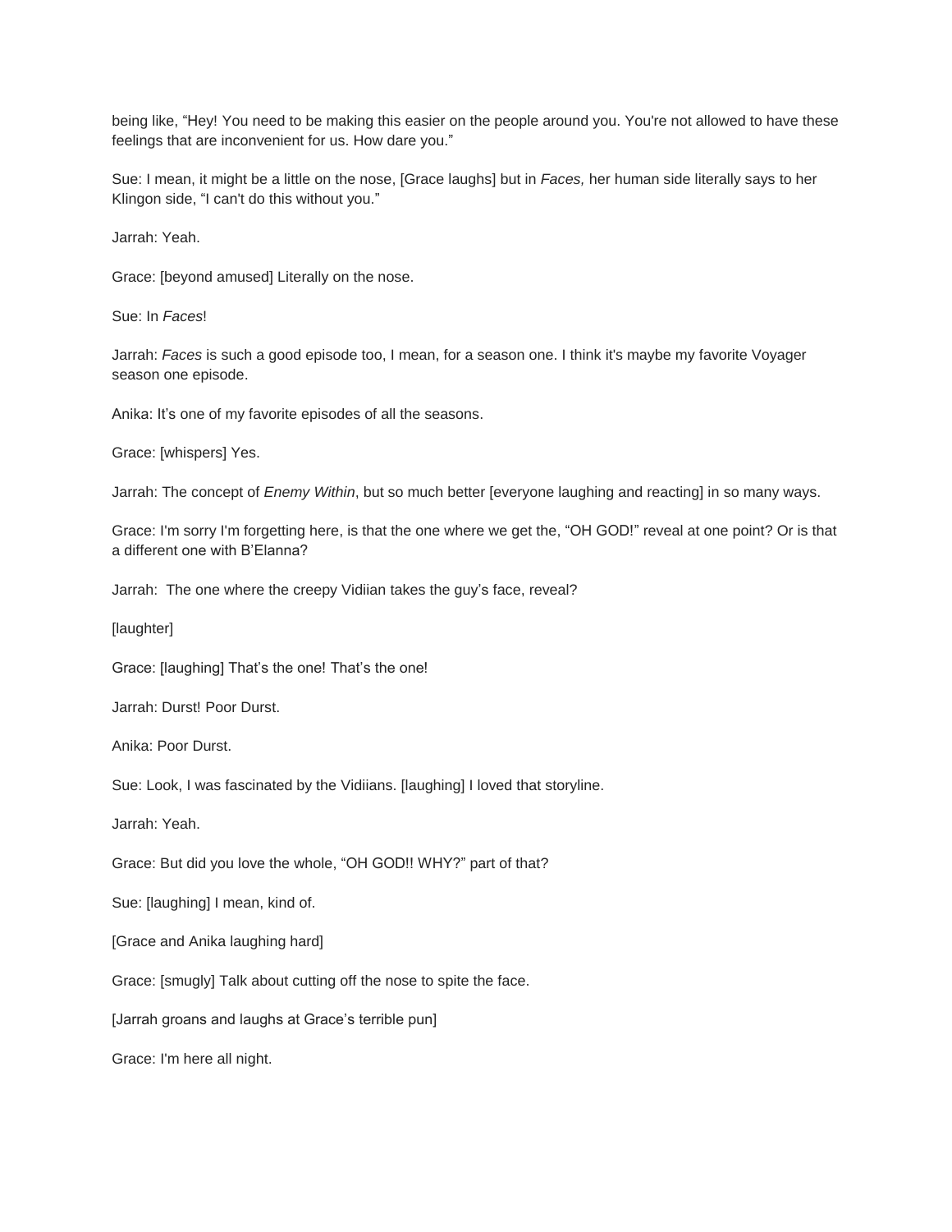being like, "Hey! You need to be making this easier on the people around you. You're not allowed to have these feelings that are inconvenient for us. How dare you."

Sue: I mean, it might be a little on the nose, [Grace laughs] but in *Faces,* her human side literally says to her Klingon side, "I can't do this without you."

Jarrah: Yeah.

Grace: [beyond amused] Literally on the nose.

Sue: In *Faces*!

Jarrah: *Faces* is such a good episode too, I mean, for a season one. I think it's maybe my favorite Voyager season one episode.

Anika: It's one of my favorite episodes of all the seasons.

Grace: [whispers] Yes.

Jarrah: The concept of *Enemy Within*, but so much better [everyone laughing and reacting] in so many ways.

Grace: I'm sorry I'm forgetting here, is that the one where we get the, "OH GOD!" reveal at one point? Or is that a different one with B'Elanna?

Jarrah: The one where the creepy Vidiian takes the guy's face, reveal?

[laughter]

Grace: [laughing] That's the one! That's the one!

Jarrah: Durst! Poor Durst.

Anika: Poor Durst.

Sue: Look, I was fascinated by the Vidiians. [laughing] I loved that storyline.

Jarrah: Yeah.

Grace: But did you love the whole, "OH GOD!! WHY?" part of that?

Sue: [laughing] I mean, kind of.

[Grace and Anika laughing hard]

Grace: [smugly] Talk about cutting off the nose to spite the face.

[Jarrah groans and laughs at Grace's terrible pun]

Grace: I'm here all night.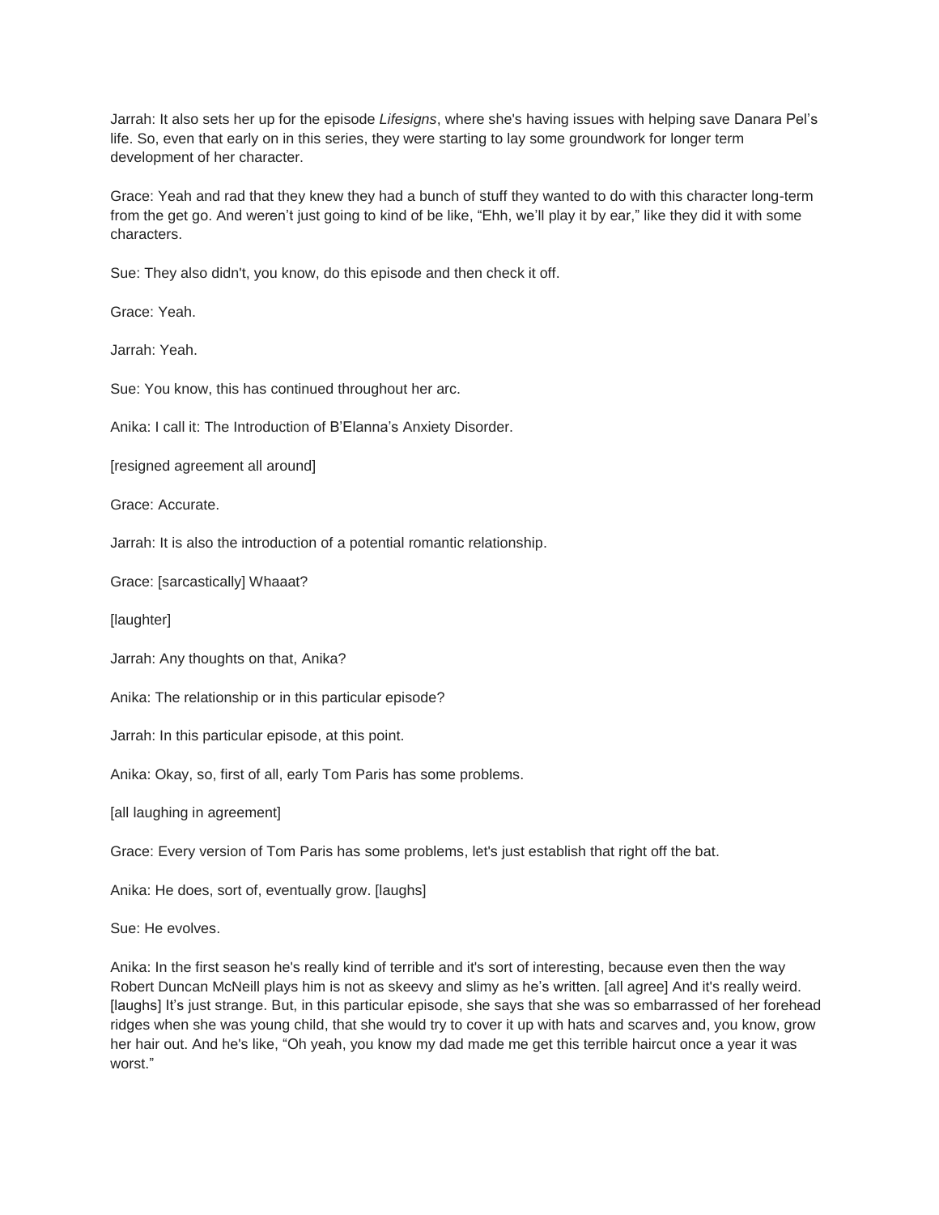Jarrah: It also sets her up for the episode *Lifesigns*, where she's having issues with helping save Danara Pel's life. So, even that early on in this series, they were starting to lay some groundwork for longer term development of her character.

Grace: Yeah and rad that they knew they had a bunch of stuff they wanted to do with this character long-term from the get go. And weren't just going to kind of be like, "Ehh, we'll play it by ear," like they did it with some characters.

Sue: They also didn't, you know, do this episode and then check it off.

Grace: Yeah.

Jarrah: Yeah.

Sue: You know, this has continued throughout her arc.

Anika: I call it: The Introduction of B'Elanna's Anxiety Disorder.

[resigned agreement all around]

Grace: Accurate.

Jarrah: It is also the introduction of a potential romantic relationship.

Grace: [sarcastically] Whaaat?

[laughter]

Jarrah: Any thoughts on that, Anika?

Anika: The relationship or in this particular episode?

Jarrah: In this particular episode, at this point.

Anika: Okay, so, first of all, early Tom Paris has some problems.

[all laughing in agreement]

Grace: Every version of Tom Paris has some problems, let's just establish that right off the bat.

Anika: He does, sort of, eventually grow. [laughs]

Sue: He evolves.

Anika: In the first season he's really kind of terrible and it's sort of interesting, because even then the way Robert Duncan McNeill plays him is not as skeevy and slimy as he's written. [all agree] And it's really weird. [laughs] It's just strange. But, in this particular episode, she says that she was so embarrassed of her forehead ridges when she was young child, that she would try to cover it up with hats and scarves and, you know, grow her hair out. And he's like, "Oh yeah, you know my dad made me get this terrible haircut once a year it was worst."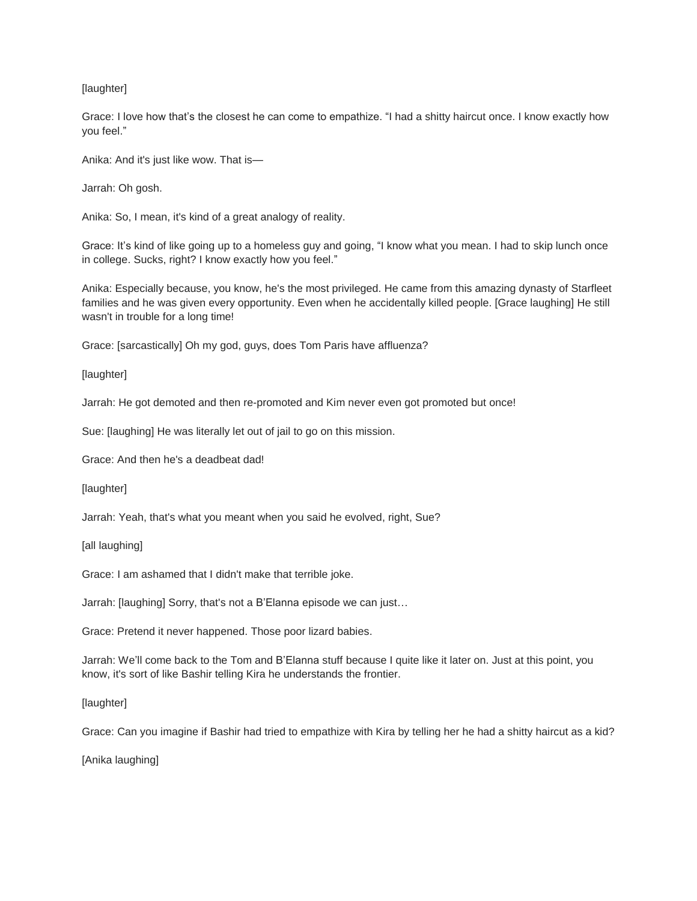[laughter]

Grace: I love how that's the closest he can come to empathize. "I had a shitty haircut once. I know exactly how you feel."

Anika: And it's just like wow. That is—

Jarrah: Oh gosh.

Anika: So, I mean, it's kind of a great analogy of reality.

Grace: It's kind of like going up to a homeless guy and going, "I know what you mean. I had to skip lunch once in college. Sucks, right? I know exactly how you feel."

Anika: Especially because, you know, he's the most privileged. He came from this amazing dynasty of Starfleet families and he was given every opportunity. Even when he accidentally killed people. [Grace laughing] He still wasn't in trouble for a long time!

Grace: [sarcastically] Oh my god, guys, does Tom Paris have affluenza?

[laughter]

Jarrah: He got demoted and then re-promoted and Kim never even got promoted but once!

Sue: [laughing] He was literally let out of jail to go on this mission.

Grace: And then he's a deadbeat dad!

[laughter]

Jarrah: Yeah, that's what you meant when you said he evolved, right, Sue?

[all laughing]

Grace: I am ashamed that I didn't make that terrible joke.

Jarrah: [laughing] Sorry, that's not a B'Elanna episode we can just…

Grace: Pretend it never happened. Those poor lizard babies.

Jarrah: We'll come back to the Tom and B'Elanna stuff because I quite like it later on. Just at this point, you know, it's sort of like Bashir telling Kira he understands the frontier.

[laughter]

Grace: Can you imagine if Bashir had tried to empathize with Kira by telling her he had a shitty haircut as a kid?

[Anika laughing]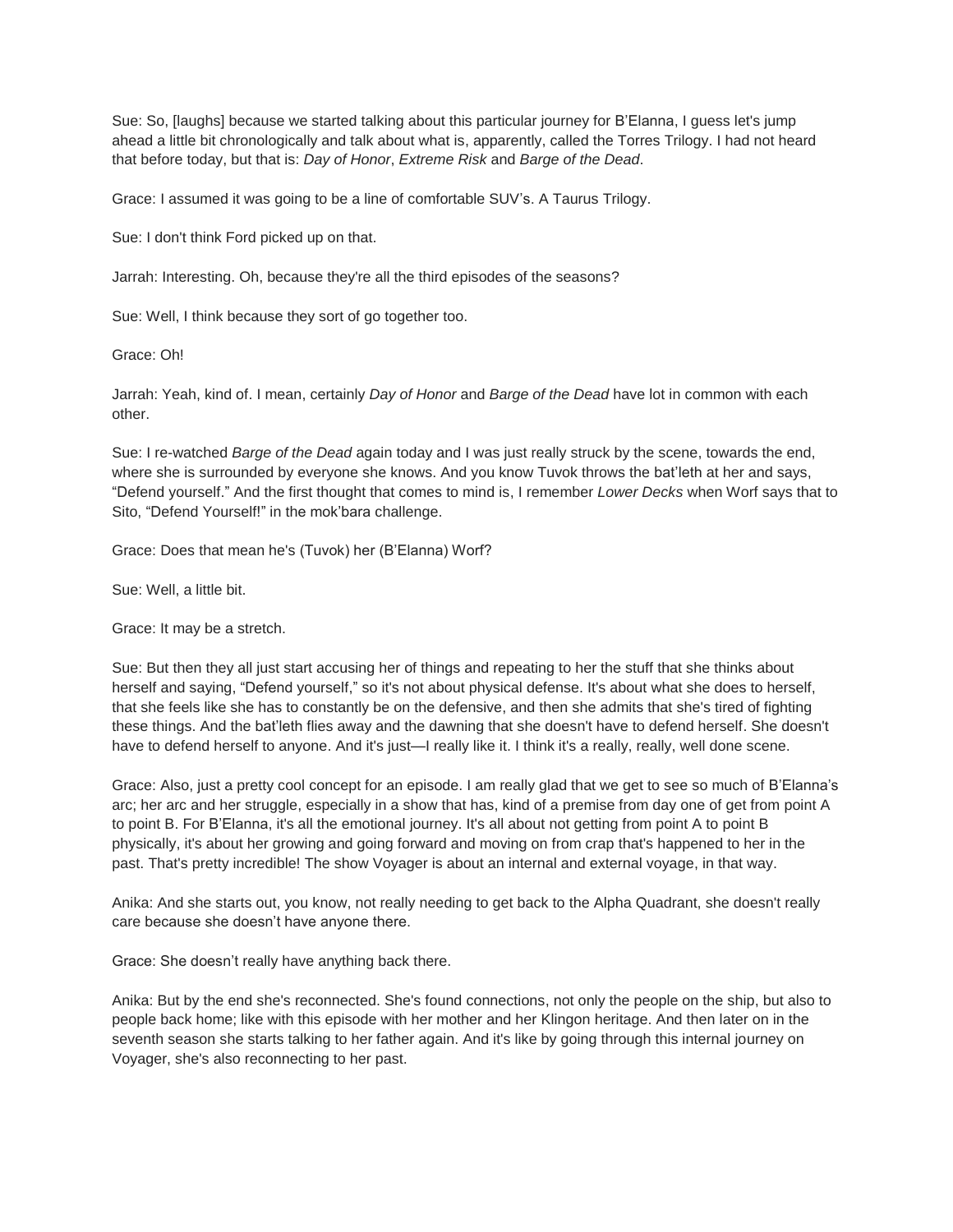Sue: So, [laughs] because we started talking about this particular journey for B'Elanna, I guess let's jump ahead a little bit chronologically and talk about what is, apparently, called the Torres Trilogy. I had not heard that before today, but that is: *Day of Honor*, *Extreme Risk* and *Barge of the Dead*.

Grace: I assumed it was going to be a line of comfortable SUV's. A Taurus Trilogy.

Sue: I don't think Ford picked up on that.

Jarrah: Interesting. Oh, because they're all the third episodes of the seasons?

Sue: Well, I think because they sort of go together too.

Grace: Oh!

Jarrah: Yeah, kind of. I mean, certainly *Day of Honor* and *Barge of the Dead* have lot in common with each other.

Sue: I re-watched *Barge of the Dead* again today and I was just really struck by the scene, towards the end, where she is surrounded by everyone she knows. And you know Tuvok throws the bat'leth at her and says, "Defend yourself." And the first thought that comes to mind is, I remember *Lower Decks* when Worf says that to Sito, "Defend Yourself!" in the mok'bara challenge.

Grace: Does that mean he's (Tuvok) her (B'Elanna) Worf?

Sue: Well, a little bit.

Grace: It may be a stretch.

Sue: But then they all just start accusing her of things and repeating to her the stuff that she thinks about herself and saying, "Defend yourself," so it's not about physical defense. It's about what she does to herself, that she feels like she has to constantly be on the defensive, and then she admits that she's tired of fighting these things. And the bat'leth flies away and the dawning that she doesn't have to defend herself. She doesn't have to defend herself to anyone. And it's just—I really like it. I think it's a really, really, well done scene.

Grace: Also, just a pretty cool concept for an episode. I am really glad that we get to see so much of B'Elanna's arc; her arc and her struggle, especially in a show that has, kind of a premise from day one of get from point A to point B. For B'Elanna, it's all the emotional journey. It's all about not getting from point A to point B physically, it's about her growing and going forward and moving on from crap that's happened to her in the past. That's pretty incredible! The show Voyager is about an internal and external voyage, in that way.

Anika: And she starts out, you know, not really needing to get back to the Alpha Quadrant, she doesn't really care because she doesn't have anyone there.

Grace: She doesn't really have anything back there.

Anika: But by the end she's reconnected. She's found connections, not only the people on the ship, but also to people back home; like with this episode with her mother and her Klingon heritage. And then later on in the seventh season she starts talking to her father again. And it's like by going through this internal journey on Voyager, she's also reconnecting to her past.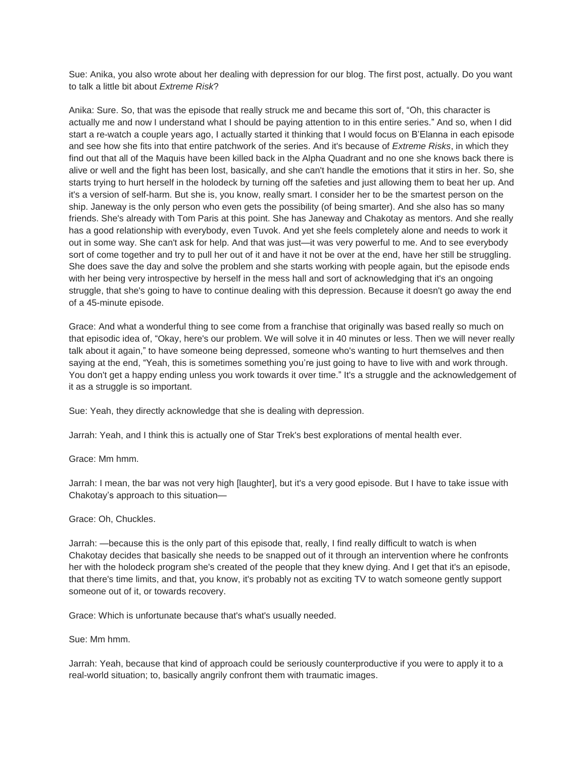Sue: Anika, you also wrote about her dealing with depression for our blog. The first post, actually. Do you want to talk a little bit about *Extreme Risk*?

Anika: Sure. So, that was the episode that really struck me and became this sort of, "Oh, this character is actually me and now I understand what I should be paying attention to in this entire series." And so, when I did start a re-watch a couple years ago, I actually started it thinking that I would focus on B'Elanna in each episode and see how she fits into that entire patchwork of the series. And it's because of *Extreme Risks*, in which they find out that all of the Maquis have been killed back in the Alpha Quadrant and no one she knows back there is alive or well and the fight has been lost, basically, and she can't handle the emotions that it stirs in her. So, she starts trying to hurt herself in the holodeck by turning off the safeties and just allowing them to beat her up. And it's a version of self-harm. But she is, you know, really smart. I consider her to be the smartest person on the ship. Janeway is the only person who even gets the possibility (of being smarter). And she also has so many friends. She's already with Tom Paris at this point. She has Janeway and Chakotay as mentors. And she really has a good relationship with everybody, even Tuvok. And yet she feels completely alone and needs to work it out in some way. She can't ask for help. And that was just—it was very powerful to me. And to see everybody sort of come together and try to pull her out of it and have it not be over at the end, have her still be struggling. She does save the day and solve the problem and she starts working with people again, but the episode ends with her being very introspective by herself in the mess hall and sort of acknowledging that it's an ongoing struggle, that she's going to have to continue dealing with this depression. Because it doesn't go away the end of a 45-minute episode.

Grace: And what a wonderful thing to see come from a franchise that originally was based really so much on that episodic idea of, "Okay, here's our problem. We will solve it in 40 minutes or less. Then we will never really talk about it again," to have someone being depressed, someone who's wanting to hurt themselves and then saying at the end, "Yeah, this is sometimes something you're just going to have to live with and work through. You don't get a happy ending unless you work towards it over time." It's a struggle and the acknowledgement of it as a struggle is so important.

Sue: Yeah, they directly acknowledge that she is dealing with depression.

Jarrah: Yeah, and I think this is actually one of Star Trek's best explorations of mental health ever.

Grace: Mm hmm.

Jarrah: I mean, the bar was not very high [laughter], but it's a very good episode. But I have to take issue with Chakotay's approach to this situation—

Grace: Oh, Chuckles.

Jarrah: —because this is the only part of this episode that, really, I find really difficult to watch is when Chakotay decides that basically she needs to be snapped out of it through an intervention where he confronts her with the holodeck program she's created of the people that they knew dying. And I get that it's an episode, that there's time limits, and that, you know, it's probably not as exciting TV to watch someone gently support someone out of it, or towards recovery.

Grace: Which is unfortunate because that's what's usually needed.

Sue: Mm hmm.

Jarrah: Yeah, because that kind of approach could be seriously counterproductive if you were to apply it to a real-world situation; to, basically angrily confront them with traumatic images.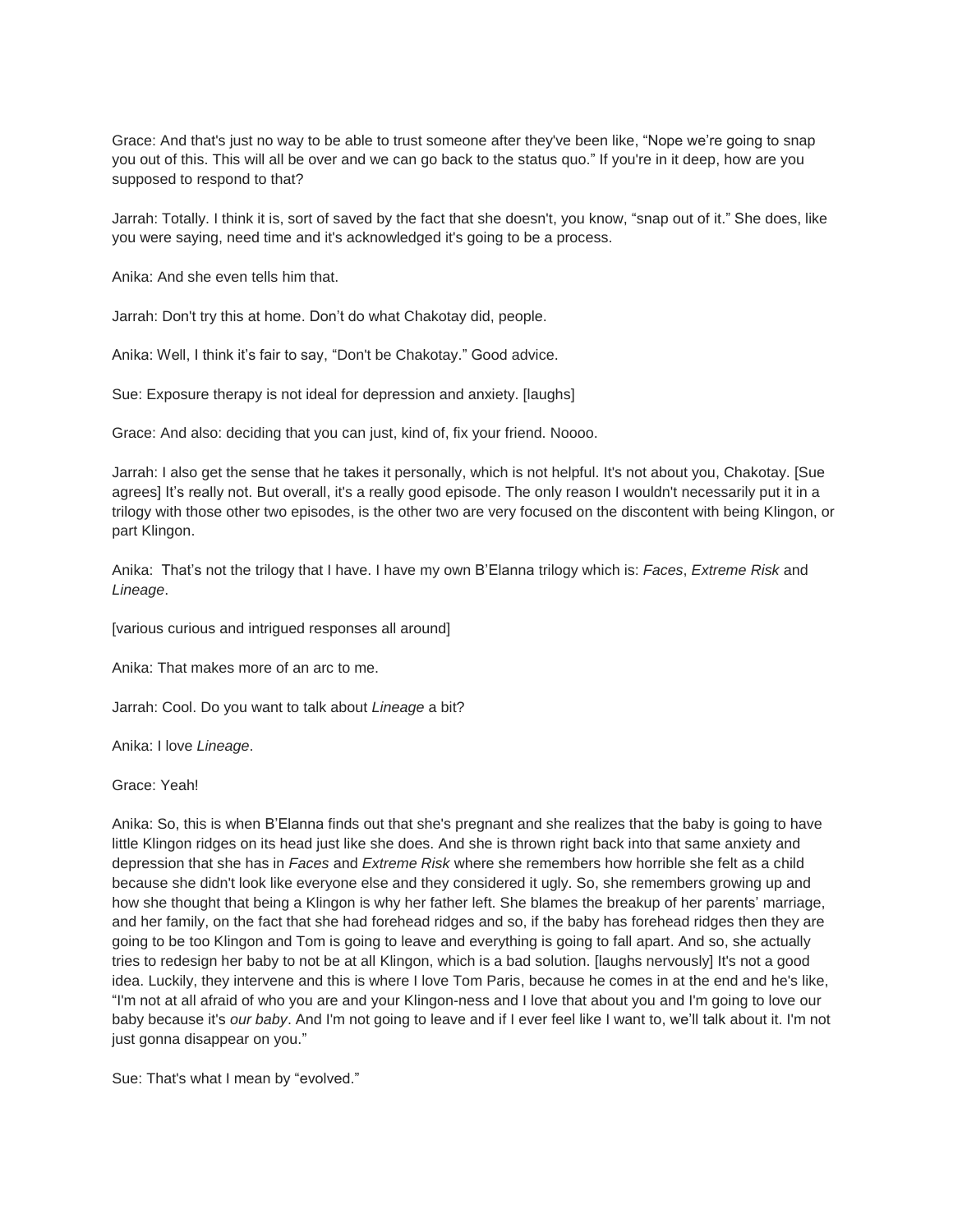Grace: And that's just no way to be able to trust someone after they've been like, "Nope we're going to snap you out of this. This will all be over and we can go back to the status quo." If you're in it deep, how are you supposed to respond to that?

Jarrah: Totally. I think it is, sort of saved by the fact that she doesn't, you know, "snap out of it." She does, like you were saying, need time and it's acknowledged it's going to be a process.

Anika: And she even tells him that.

Jarrah: Don't try this at home. Don't do what Chakotay did, people.

Anika: Well, I think it's fair to say, "Don't be Chakotay." Good advice.

Sue: Exposure therapy is not ideal for depression and anxiety. [laughs]

Grace: And also: deciding that you can just, kind of, fix your friend. Noooo.

Jarrah: I also get the sense that he takes it personally, which is not helpful. It's not about you, Chakotay. [Sue agrees] It's really not. But overall, it's a really good episode. The only reason I wouldn't necessarily put it in a trilogy with those other two episodes, is the other two are very focused on the discontent with being Klingon, or part Klingon.

Anika: That's not the trilogy that I have. I have my own B'Elanna trilogy which is: *Faces*, *Extreme Risk* and *Lineage*.

[various curious and intrigued responses all around]

Anika: That makes more of an arc to me.

Jarrah: Cool. Do you want to talk about *Lineage* a bit?

Anika: I love *Lineage*.

Grace: Yeah!

Anika: So, this is when B'Elanna finds out that she's pregnant and she realizes that the baby is going to have little Klingon ridges on its head just like she does. And she is thrown right back into that same anxiety and depression that she has in *Faces* and *Extreme Risk* where she remembers how horrible she felt as a child because she didn't look like everyone else and they considered it ugly. So, she remembers growing up and how she thought that being a Klingon is why her father left. She blames the breakup of her parents' marriage, and her family, on the fact that she had forehead ridges and so, if the baby has forehead ridges then they are going to be too Klingon and Tom is going to leave and everything is going to fall apart. And so, she actually tries to redesign her baby to not be at all Klingon, which is a bad solution. [laughs nervously] It's not a good idea. Luckily, they intervene and this is where I love Tom Paris, because he comes in at the end and he's like, "I'm not at all afraid of who you are and your Klingon-ness and I love that about you and I'm going to love our baby because it's *our baby*. And I'm not going to leave and if I ever feel like I want to, we'll talk about it. I'm not just gonna disappear on you."

Sue: That's what I mean by "evolved."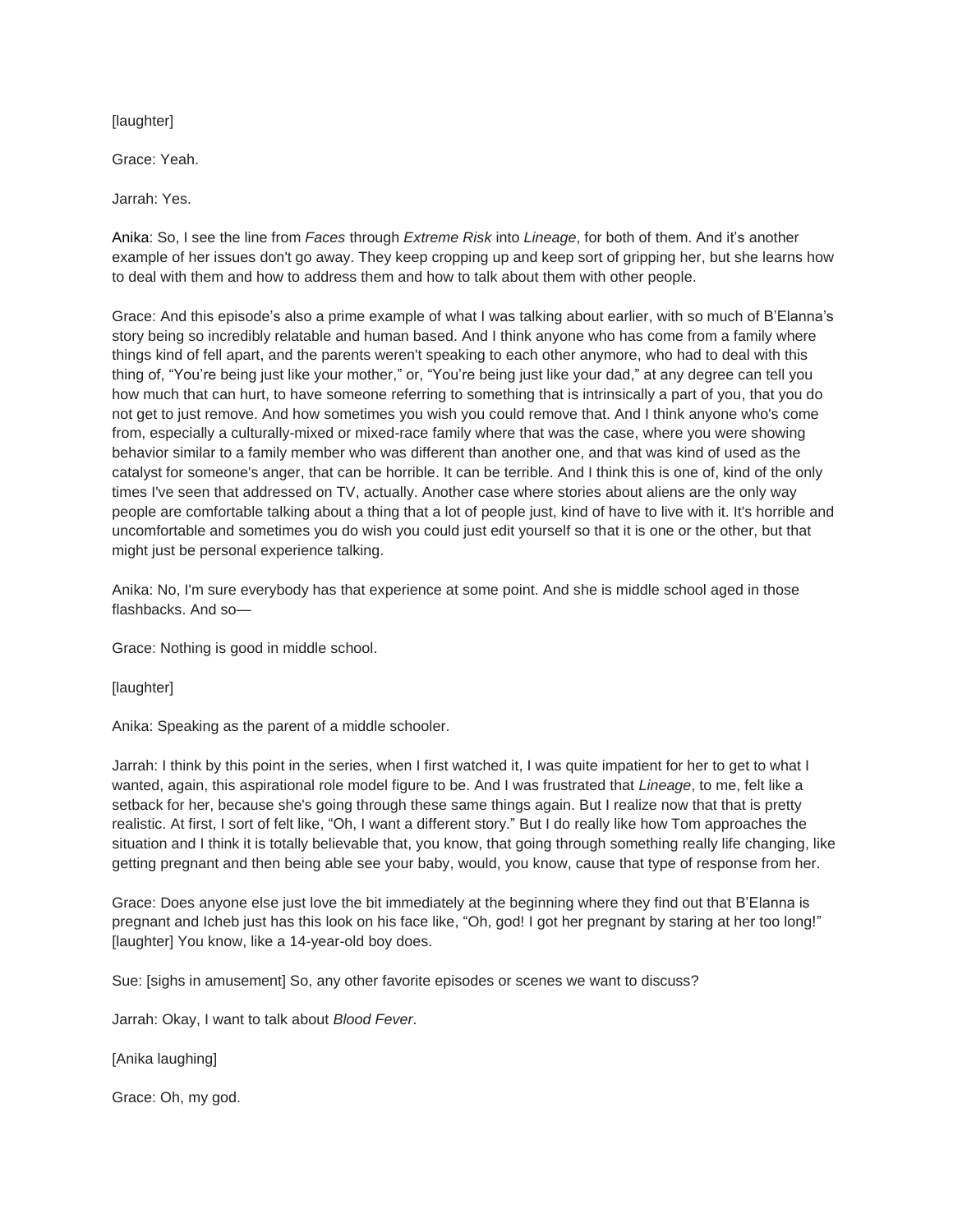[laughter]

Grace: Yeah.

Jarrah: Yes.

Anika: So, I see the line from *Faces* through *Extreme Risk* into *Lineage*, for both of them. And it's another example of her issues don't go away. They keep cropping up and keep sort of gripping her, but she learns how to deal with them and how to address them and how to talk about them with other people.

Grace: And this episode's also a prime example of what I was talking about earlier, with so much of B'Elanna's story being so incredibly relatable and human based. And I think anyone who has come from a family where things kind of fell apart, and the parents weren't speaking to each other anymore, who had to deal with this thing of, "You're being just like your mother," or, "You're being just like your dad," at any degree can tell you how much that can hurt, to have someone referring to something that is intrinsically a part of you, that you do not get to just remove. And how sometimes you wish you could remove that. And I think anyone who's come from, especially a culturally-mixed or mixed-race family where that was the case, where you were showing behavior similar to a family member who was different than another one, and that was kind of used as the catalyst for someone's anger, that can be horrible. It can be terrible. And I think this is one of, kind of the only times I've seen that addressed on TV, actually. Another case where stories about aliens are the only way people are comfortable talking about a thing that a lot of people just, kind of have to live with it. It's horrible and uncomfortable and sometimes you do wish you could just edit yourself so that it is one or the other, but that might just be personal experience talking.

Anika: No, I'm sure everybody has that experience at some point. And she is middle school aged in those flashbacks. And so—

Grace: Nothing is good in middle school.

[laughter]

Anika: Speaking as the parent of a middle schooler.

Jarrah: I think by this point in the series, when I first watched it, I was quite impatient for her to get to what I wanted, again, this aspirational role model figure to be. And I was frustrated that *Lineage*, to me, felt like a setback for her, because she's going through these same things again. But I realize now that that is pretty realistic. At first, I sort of felt like, "Oh, I want a different story." But I do really like how Tom approaches the situation and I think it is totally believable that, you know, that going through something really life changing, like getting pregnant and then being able see your baby, would, you know, cause that type of response from her.

Grace: Does anyone else just love the bit immediately at the beginning where they find out that B'Elanna is pregnant and Icheb just has this look on his face like, "Oh, god! I got her pregnant by staring at her too long!" [laughter] You know, like a 14-year-old boy does.

Sue: [sighs in amusement] So, any other favorite episodes or scenes we want to discuss?

Jarrah: Okay, I want to talk about *Blood Fever*.

[Anika laughing]

Grace: Oh, my god.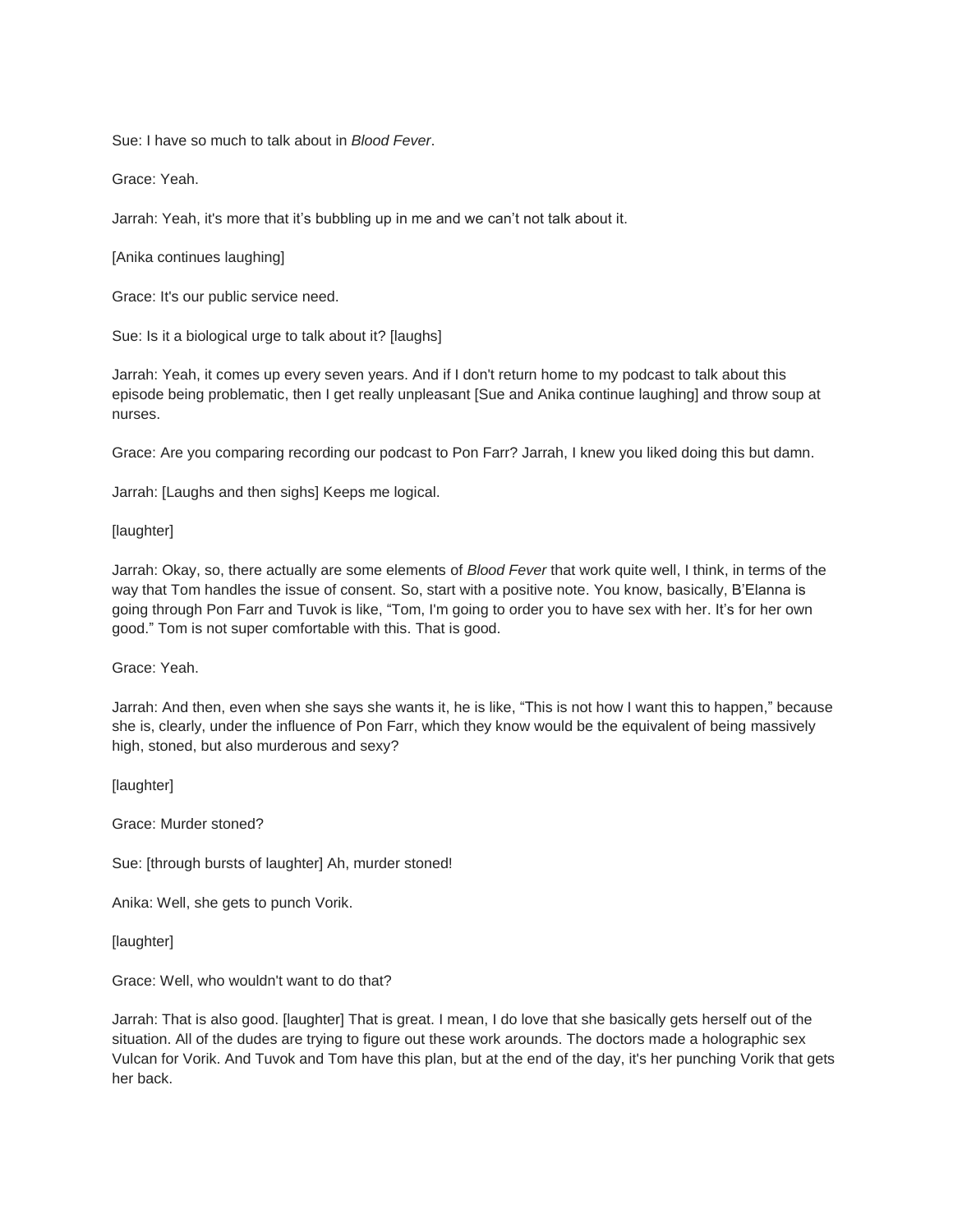Sue: I have so much to talk about in *Blood Fever*.

Grace: Yeah.

Jarrah: Yeah, it's more that it's bubbling up in me and we can't not talk about it.

[Anika continues laughing]

Grace: It's our public service need.

Sue: Is it a biological urge to talk about it? [laughs]

Jarrah: Yeah, it comes up every seven years. And if I don't return home to my podcast to talk about this episode being problematic, then I get really unpleasant [Sue and Anika continue laughing] and throw soup at nurses.

Grace: Are you comparing recording our podcast to Pon Farr? Jarrah, I knew you liked doing this but damn.

Jarrah: [Laughs and then sighs] Keeps me logical.

[laughter]

Jarrah: Okay, so, there actually are some elements of *Blood Fever* that work quite well, I think, in terms of the way that Tom handles the issue of consent. So, start with a positive note. You know, basically, B'Elanna is going through Pon Farr and Tuvok is like, "Tom, I'm going to order you to have sex with her. It's for her own good." Tom is not super comfortable with this. That is good.

Grace: Yeah.

Jarrah: And then, even when she says she wants it, he is like, "This is not how I want this to happen," because she is, clearly, under the influence of Pon Farr, which they know would be the equivalent of being massively high, stoned, but also murderous and sexy?

[laughter]

Grace: Murder stoned?

Sue: [through bursts of laughter] Ah, murder stoned!

Anika: Well, she gets to punch Vorik.

[laughter]

Grace: Well, who wouldn't want to do that?

Jarrah: That is also good. [laughter] That is great. I mean, I do love that she basically gets herself out of the situation. All of the dudes are trying to figure out these work arounds. The doctors made a holographic sex Vulcan for Vorik. And Tuvok and Tom have this plan, but at the end of the day, it's her punching Vorik that gets her back.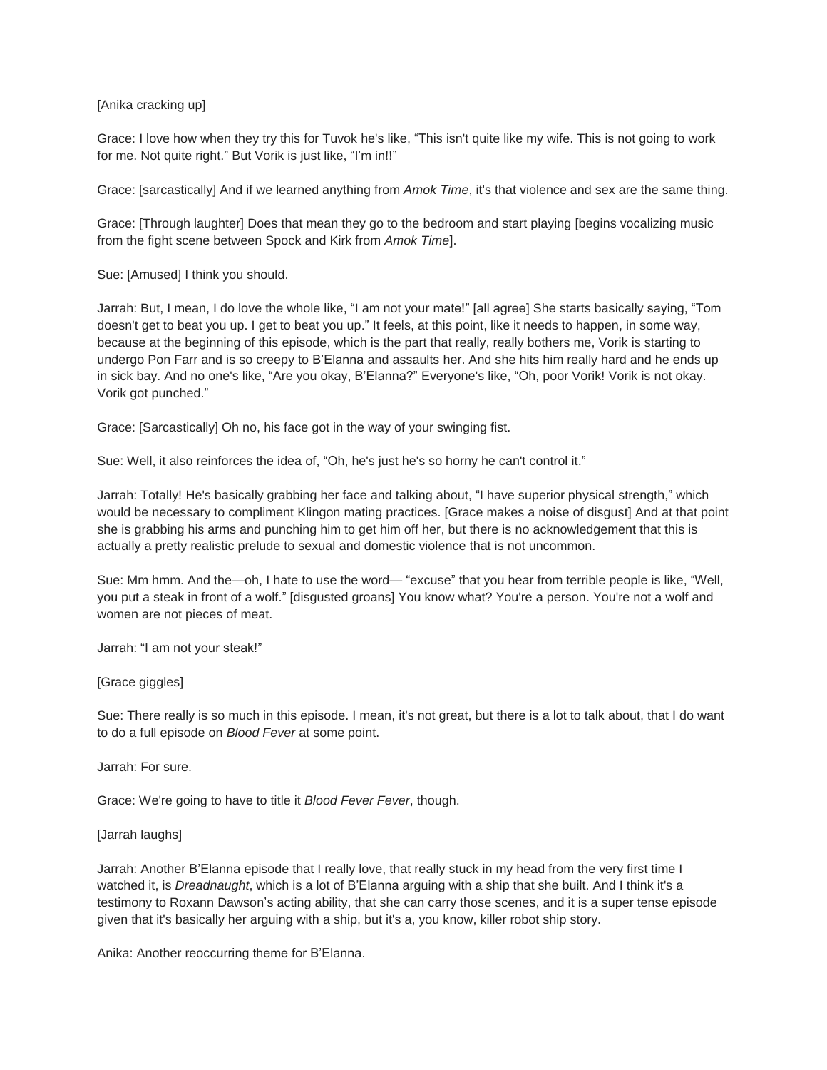[Anika cracking up]

Grace: I love how when they try this for Tuvok he's like, "This isn't quite like my wife. This is not going to work for me. Not quite right." But Vorik is just like, "I'm in!!"

Grace: [sarcastically] And if we learned anything from *Amok Time*, it's that violence and sex are the same thing.

Grace: [Through laughter] Does that mean they go to the bedroom and start playing [begins vocalizing music from the fight scene between Spock and Kirk from *Amok Time*].

Sue: [Amused] I think you should.

Jarrah: But, I mean, I do love the whole like, "I am not your mate!" [all agree] She starts basically saying, "Tom doesn't get to beat you up. I get to beat you up." It feels, at this point, like it needs to happen, in some way, because at the beginning of this episode, which is the part that really, really bothers me, Vorik is starting to undergo Pon Farr and is so creepy to B'Elanna and assaults her. And she hits him really hard and he ends up in sick bay. And no one's like, "Are you okay, B'Elanna?" Everyone's like, "Oh, poor Vorik! Vorik is not okay. Vorik got punched."

Grace: [Sarcastically] Oh no, his face got in the way of your swinging fist.

Sue: Well, it also reinforces the idea of, "Oh, he's just he's so horny he can't control it."

Jarrah: Totally! He's basically grabbing her face and talking about, "I have superior physical strength," which would be necessary to compliment Klingon mating practices. [Grace makes a noise of disgust] And at that point she is grabbing his arms and punching him to get him off her, but there is no acknowledgement that this is actually a pretty realistic prelude to sexual and domestic violence that is not uncommon.

Sue: Mm hmm. And the—oh, I hate to use the word— "excuse" that you hear from terrible people is like, "Well, you put a steak in front of a wolf." [disgusted groans] You know what? You're a person. You're not a wolf and women are not pieces of meat.

Jarrah: "I am not your steak!"

[Grace giggles]

Sue: There really is so much in this episode. I mean, it's not great, but there is a lot to talk about, that I do want to do a full episode on *Blood Fever* at some point.

Jarrah: For sure.

Grace: We're going to have to title it *Blood Fever Fever*, though.

[Jarrah laughs]

Jarrah: Another B'Elanna episode that I really love, that really stuck in my head from the very first time I watched it, is *Dreadnaught*, which is a lot of B'Elanna arguing with a ship that she built. And I think it's a testimony to Roxann Dawson's acting ability, that she can carry those scenes, and it is a super tense episode given that it's basically her arguing with a ship, but it's a, you know, killer robot ship story.

Anika: Another reoccurring theme for B'Elanna.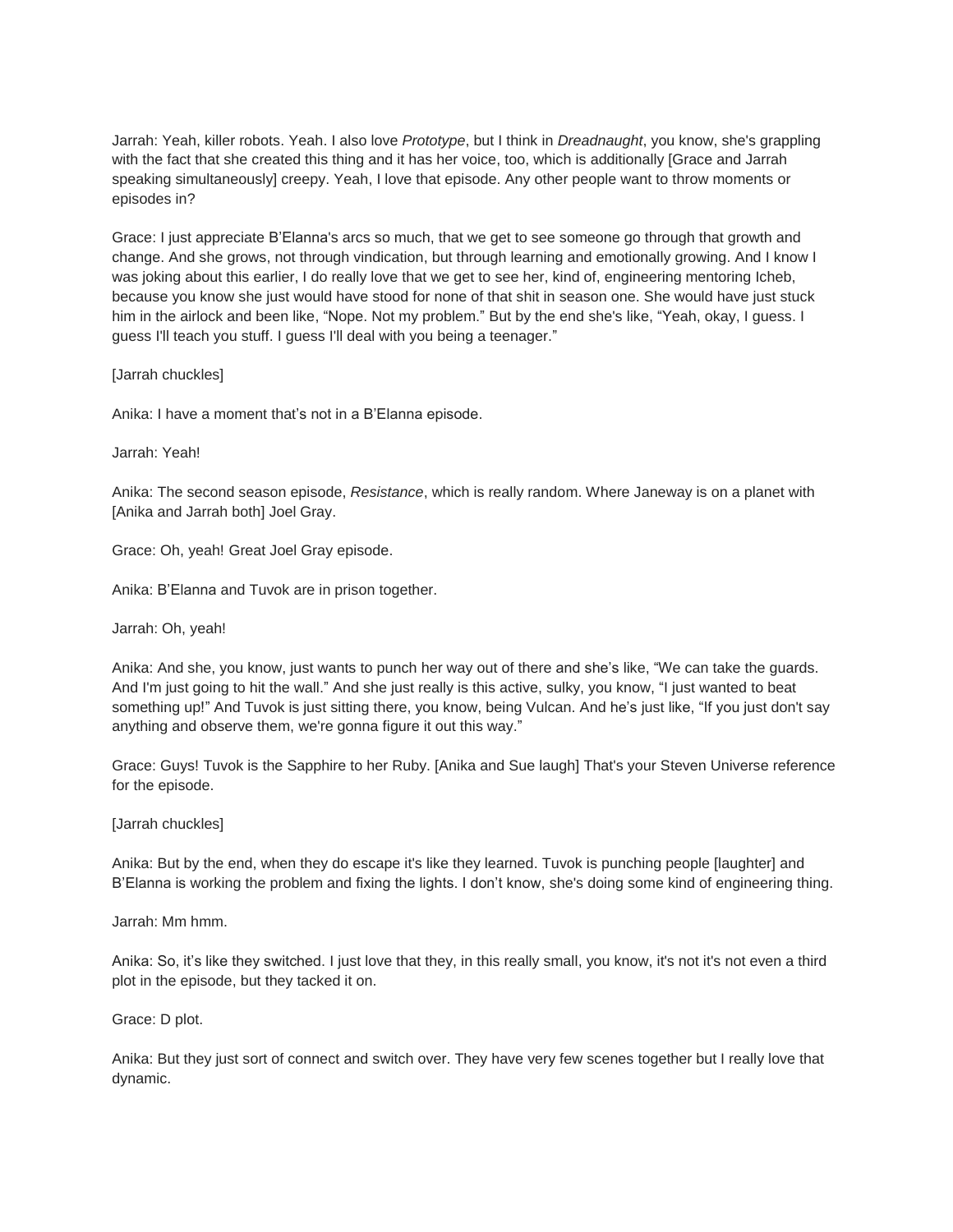Jarrah: Yeah, killer robots. Yeah. I also love *Prototype*, but I think in *Dreadnaught*, you know, she's grappling with the fact that she created this thing and it has her voice, too, which is additionally [Grace and Jarrah speaking simultaneously] creepy. Yeah, I love that episode. Any other people want to throw moments or episodes in?

Grace: I just appreciate B'Elanna's arcs so much, that we get to see someone go through that growth and change. And she grows, not through vindication, but through learning and emotionally growing. And I know I was joking about this earlier, I do really love that we get to see her, kind of, engineering mentoring Icheb, because you know she just would have stood for none of that shit in season one. She would have just stuck him in the airlock and been like, "Nope. Not my problem." But by the end she's like, "Yeah, okay, I guess. I guess I'll teach you stuff. I guess I'll deal with you being a teenager."

[Jarrah chuckles]

Anika: I have a moment that's not in a B'Elanna episode.

Jarrah: Yeah!

Anika: The second season episode, *Resistance*, which is really random. Where Janeway is on a planet with [Anika and Jarrah both] Joel Gray.

Grace: Oh, yeah! Great Joel Gray episode.

Anika: B'Elanna and Tuvok are in prison together.

Jarrah: Oh, yeah!

Anika: And she, you know, just wants to punch her way out of there and she's like, "We can take the guards. And I'm just going to hit the wall." And she just really is this active, sulky, you know, "I just wanted to beat something up!" And Tuvok is just sitting there, you know, being Vulcan. And he's just like, "If you just don't say anything and observe them, we're gonna figure it out this way."

Grace: Guys! Tuvok is the Sapphire to her Ruby. [Anika and Sue laugh] That's your Steven Universe reference for the episode.

[Jarrah chuckles]

Anika: But by the end, when they do escape it's like they learned. Tuvok is punching people [laughter] and B'Elanna is working the problem and fixing the lights. I don't know, she's doing some kind of engineering thing.

Jarrah: Mm hmm.

Anika: So, it's like they switched. I just love that they, in this really small, you know, it's not it's not even a third plot in the episode, but they tacked it on.

Grace: D plot.

Anika: But they just sort of connect and switch over. They have very few scenes together but I really love that dynamic.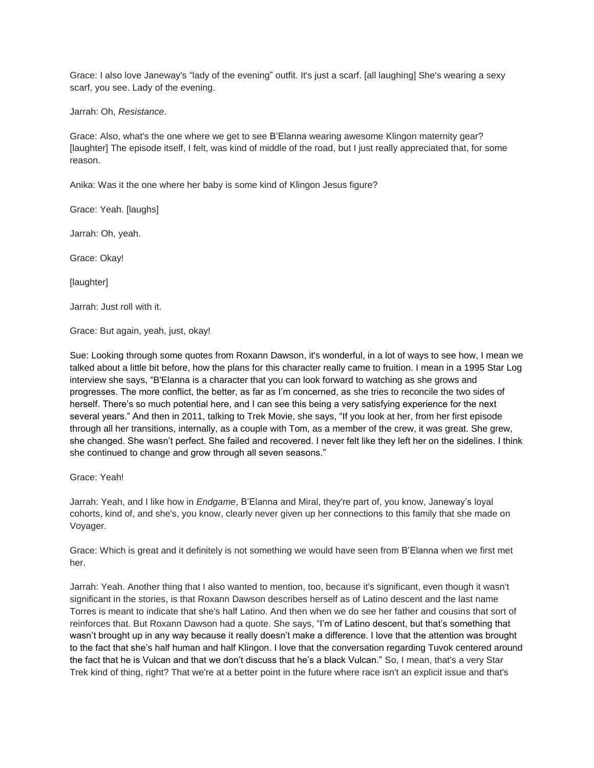Grace: I also love Janeway's "lady of the evening" outfit. It's just a scarf. [all laughing] She's wearing a sexy scarf, you see. Lady of the evening.

Jarrah: Oh, *Resistance*.

Grace: Also, what's the one where we get to see B'Elanna wearing awesome Klingon maternity gear? [laughter] The episode itself, I felt, was kind of middle of the road, but I just really appreciated that, for some reason.

Anika: Was it the one where her baby is some kind of Klingon Jesus figure?

Grace: Yeah. [laughs]

Jarrah: Oh, yeah.

Grace: Okay!

[laughter]

Jarrah: Just roll with it.

Grace: But again, yeah, just, okay!

Sue: Looking through some quotes from Roxann Dawson, it's wonderful, in a lot of ways to see how, I mean we talked about a little bit before, how the plans for this character really came to fruition. I mean in a 1995 Star Log interview she says, "B'Elanna is a character that you can look forward to watching as she grows and progresses. The more conflict, the better, as far as I'm concerned, as she tries to reconcile the two sides of herself. There's so much potential here, and I can see this being a very satisfying experience for the next several years." And then in 2011, talking to Trek Movie, she says, "If you look at her, from her first episode through all her transitions, internally, as a couple with Tom, as a member of the crew, it was great. She grew, she changed. She wasn't perfect. She failed and recovered. I never felt like they left her on the sidelines. I think she continued to change and grow through all seven seasons."

Grace: Yeah!

Jarrah: Yeah, and I like how in *Endgame*, B'Elanna and Miral, they're part of, you know, Janeway's loyal cohorts, kind of, and she's, you know, clearly never given up her connections to this family that she made on Voyager.

Grace: Which is great and it definitely is not something we would have seen from B'Elanna when we first met her.

Jarrah: Yeah. Another thing that I also wanted to mention, too, because it's significant, even though it wasn't significant in the stories, is that Roxann Dawson describes herself as of Latino descent and the last name Torres is meant to indicate that she's half Latino. And then when we do see her father and cousins that sort of reinforces that. But Roxann Dawson had a quote. She says, "I'm of Latino descent, but that's something that wasn't brought up in any way because it really doesn't make a difference. I love that the attention was brought to the fact that she's half human and half Klingon. I love that the conversation regarding Tuvok centered around the fact that he is Vulcan and that we don't discuss that he's a black Vulcan." So, I mean, that's a very Star Trek kind of thing, right? That we're at a better point in the future where race isn't an explicit issue and that's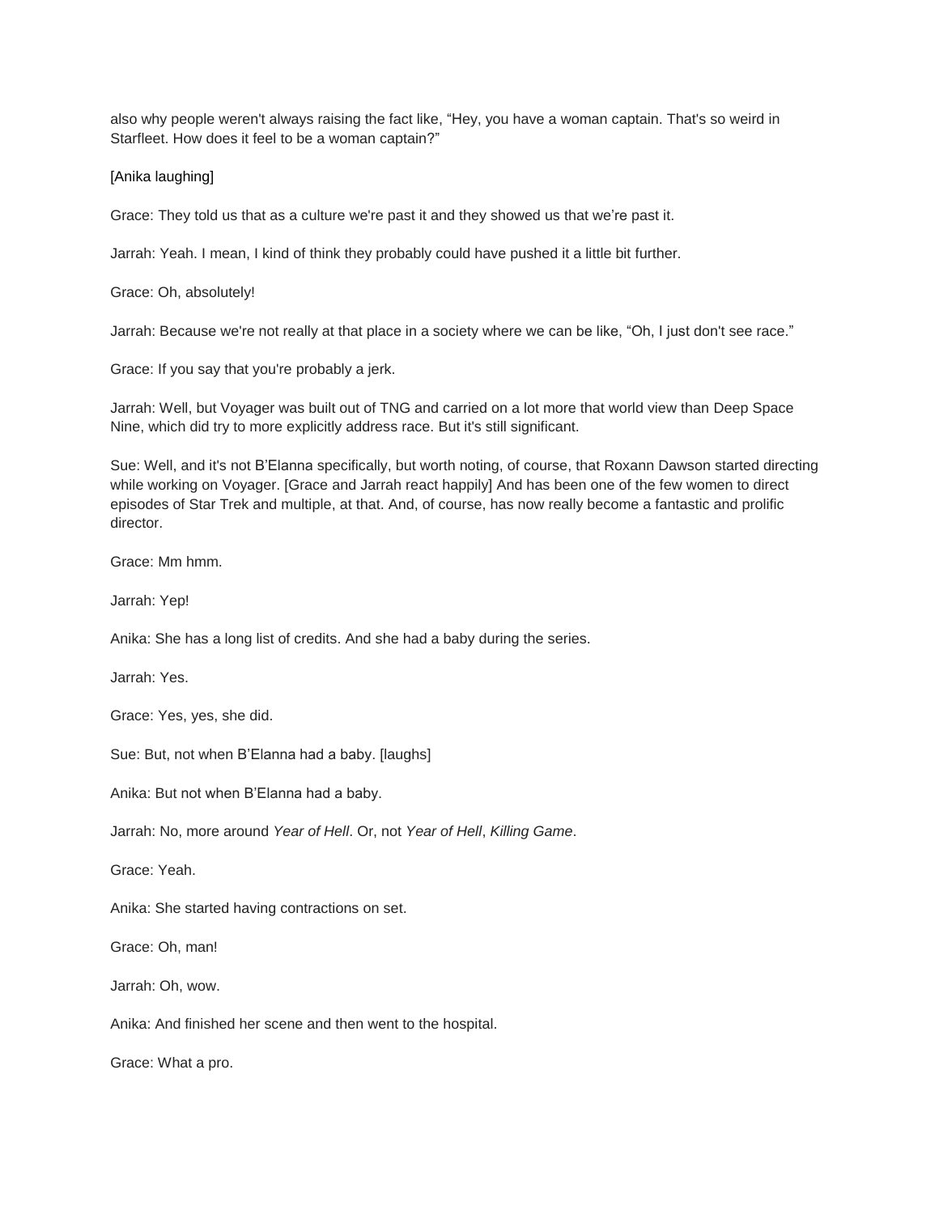also why people weren't always raising the fact like, “Hey, you have a woman captain. That's so weird in Starfleet. How does it feel to be a woman captain?”

[Anika laughing]

Grace: They told us that as a culture we're past it and they showed us that we’re past it.

Jarrah: Yeah. I mean, I kind of think they probably could have pushed it a little bit further.

Grace: Oh, absolutely!

Jarrah: Because we're not really at that place in a society where we can be like, “Oh, I just don't see race.”

Grace: If you say that you're probably a jerk.

Jarrah: Well, but Voyager was built out of TNG and carried on a lot more that world view than Deep Space Nine, which did try to more explicitly address race. But it's still significant.

Sue: Well, and it's not B’Elanna specifically, but worth noting, of course, that Roxann Dawson started directing while working on Voyager. [Grace and Jarrah react happily] And has been one of the few women to direct episodes of Star Trek and multiple, at that. And, of course, has now really become a fantastic and prolific director.

Grace: Mm hmm.

Jarrah: Yep!

Anika: She has a long list of credits. And she had a baby during the series.

Jarrah: Yes.

Grace: Yes, yes, she did.

Sue: But, not when B’Elanna had a baby. [laughs]

Anika: But not when B’Elanna had a baby.

Jarrah: No, more around *Year of Hell*. Or, not *Year of Hell*, *Killing Game*.

Grace: Yeah.

Anika: She started having contractions on set.

Grace: Oh, man!

Jarrah: Oh, wow.

Anika: And finished her scene and then went to the hospital.

Grace: What a pro.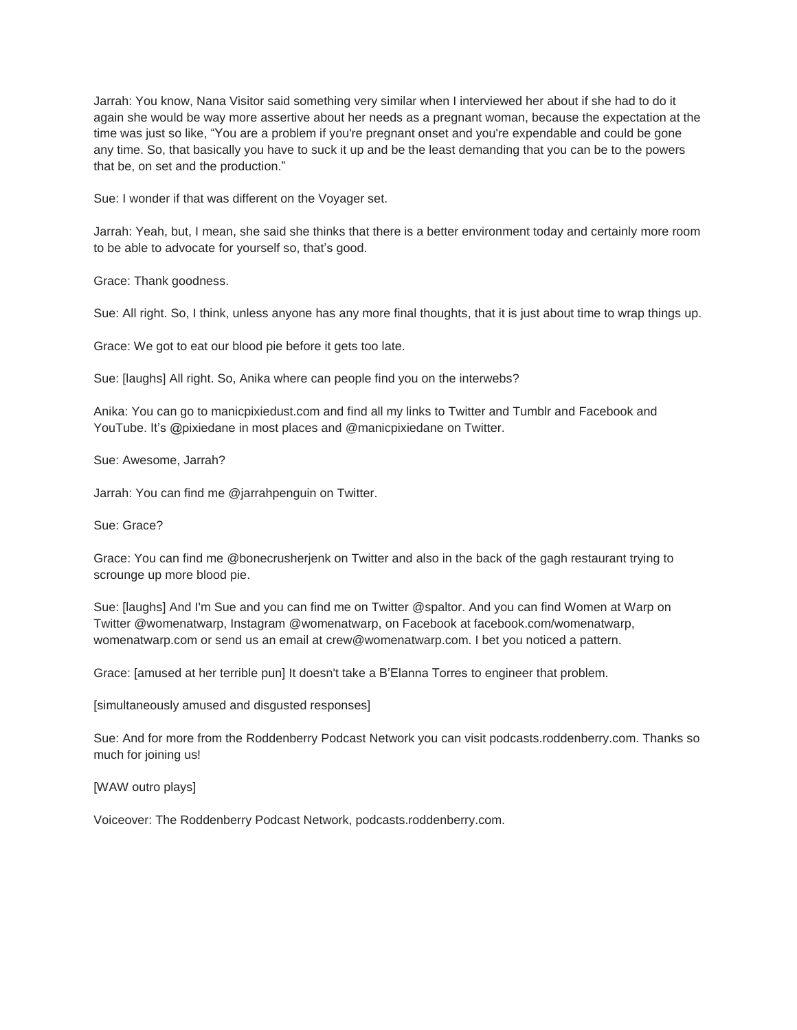Jarrah: You know, Nana Visitor said something very similar when I interviewed her about if she had to do it again she would be way more assertive about her needs as a pregnant woman, because the expectation at the time was just so like, "You are a problem if you're pregnant onset and you're expendable and could be gone any time. So, that basically you have to suck it up and be the least demanding that you can be to the powers that be, on set and the production."

Sue: I wonder if that was different on the Voyager set.

Jarrah: Yeah, but, I mean, she said she thinks that there is a better environment today and certainly more room to be able to advocate for yourself so, that's good.

Grace: Thank goodness.

Sue: All right. So, I think, unless anyone has any more final thoughts, that it is just about time to wrap things up.

Grace: We got to eat our blood pie before it gets too late.

Sue: [laughs] All right. So, Anika where can people find you on the interwebs?

Anika: You can go to manicpixiedust.com and find all my links to Twitter and Tumblr and Facebook and YouTube. It's @pixiedane in most places and @manicpixiedane on Twitter.

Sue: Awesome, Jarrah?

Jarrah: You can find me @jarrahpenguin on Twitter.

Sue: Grace?

Grace: You can find me @bonecrusherjenk on Twitter and also in the back of the gagh restaurant trying to scrounge up more blood pie.

Sue: [laughs] And I'm Sue and you can find me on Twitter @spaltor. And you can find Women at Warp on Twitter @womenatwarp, Instagram @womenatwarp, on Facebook at facebook.com/womenatwarp, womenatwarp.com or send us an email at crew@womenatwarp.com. I bet you noticed a pattern.

Grace: [amused at her terrible pun] It doesn't take a B'Elanna Torres to engineer that problem.

[simultaneously amused and disgusted responses]

Sue: And for more from the Roddenberry Podcast Network you can visit podcasts.roddenberry.com. Thanks so much for joining us!

[WAW outro plays]

Voiceover: The Roddenberry Podcast Network, podcasts.roddenberry.com.